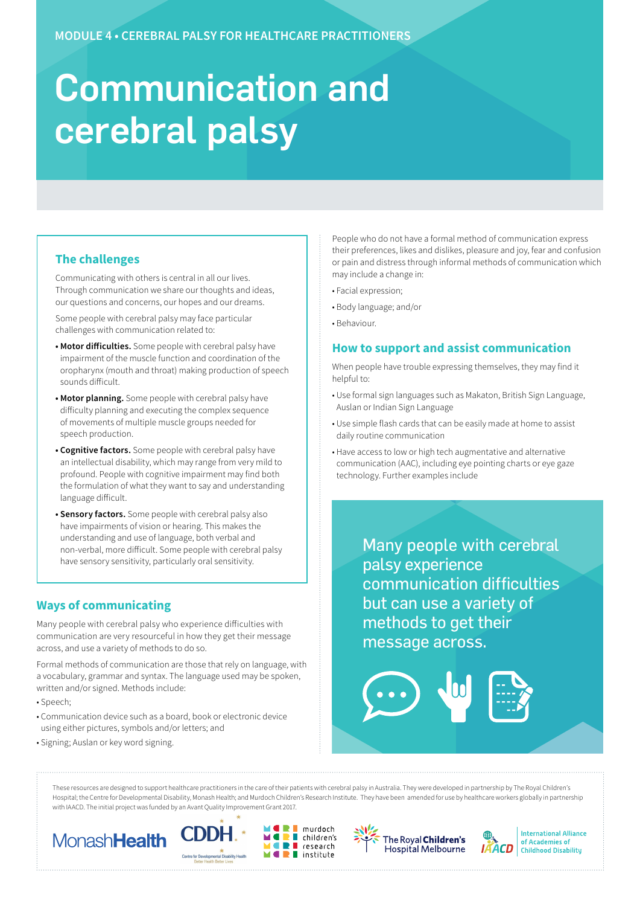MODULE 4 • CEREBRAL PALSY FOR HEALTHCARE PRACTITIONERS

# Communication and cerebral palsy

## The challenges

Communicating with others is central in all our lives. Through communication we share our thoughts and ideas, our questions and concerns, our hopes and our dreams.

Some people with cerebral palsy may face particular challenges with communication related to:

- **Motor difficulties.** Some people with cerebral palsy have impairment of the muscle function and coordination of the oropharynx (mouth and throat) making production of speech sounds difficult.
- **Motor planning.** Some people with cerebral palsy have difficulty planning and executing the complex sequence of movements of multiple muscle groups needed for speech production.
- **Cognitive factors.** Some people with cerebral palsy have an intellectual disability, which may range from very mild to profound. People with cognitive impairment may find both the formulation of what they want to say and understanding language difficult.
- **Sensory factors.** Some people with cerebral palsy also have impairments of vision or hearing. This makes the understanding and use of language, both verbal and non-verbal, more difficult. Some people with cerebral palsy have sensory sensitivity, particularly oral sensitivity.

## Ways of communicating

Many people with cerebral palsy who experience difficulties with communication are very resourceful in how they get their message across, and use a variety of methods to do so.

Formal methods of communication are those that rely on language, with a vocabulary, grammar and syntax. The language used may be spoken, written and/or signed. Methods include:

- Speech;
- Communication device such as a board, book or electronic device using either pictures, symbols and/or letters; and
- Signing; Auslan or key word signing.

People who do not have a formal method of communication express their preferences, likes and dislikes, pleasure and joy, fear and confusion or pain and distress through informal methods of communication which may include a change in:

- Facial expression;
- Body language; and/or
- Behaviour.

## How to support and assist communication

When people have trouble expressing themselves, they may find it helpful to:

- Use formal sign languages such as Makaton, British Sign Language, Auslan or Indian Sign Language
- Use simple flash cards that can be easily made at home to assist daily routine communication
- Have access to low or high tech augmentative and alternative communication (AAC), including eye pointing charts or eye gaze technology. Further examples include

Many people with cerebral palsy experience communication difficulties but can use a variety of methods to get their message across.

These resources are designed to support healthcare practitioners in the care of their patients with cerebral palsy in Australia. They were developed in partnership by The Royal Children's Hospital; the Centre for Developmental Disability, Monash Health; and Murdoch Children's Research Institute. They have been amended for use by healthcare workers globally in partnership with IAACD. The initial project was funded by an Avant Quality Improvement Grant 2017.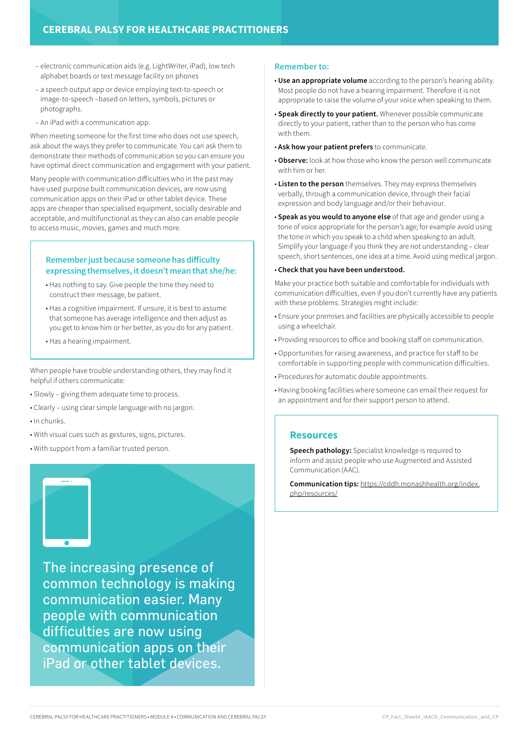– electronic communication aids (e.g. LightWriter, iPad), low tech alphabet boards or text message facility on phones

– a speech output app or device employing text-to-speech or image-to-speech –based on letters, symbols, pictures or photographs.

– An iPad with a communication app.

When meeting someone for the first time who does not use speech, ask about the ways they prefer to communicate. You can ask them to demonstrate their methods of communication so you can ensure you have optimal direct communication and engagement with your patient.

Many people with communication difficulties who in the past may have used purpose built communication devices, are now using communication apps on their iPad or other tablet device. These apps are cheaper than specialised equipment, socially desirable and acceptable, and multifunctional as they can also can enable people to access music, movies, games and much more.

### Remember just because someone has difficulty expressing themselves, it doesn't mean that she/he:

- Has nothing to say. Give people the time they need to construct their message, be patient.
- Has a cognitive impairment. If unsure, it is best to assume that someone has average intelligence and then adjust as you get to know him or her better, as you do for any patient.
- Has a hearing impairment.

When people have trouble understanding others, they may find it helpful if others communicate:

- Slowly – giving them adequate time to process.
- Clearly – using clear simple language with no jargon.
- In chunks.
- With visual cues such as gestures, signs, pictures.
- With support from a familiar trusted person.

The increasing presence of common technology is making communication easier. Many people with communication difficulties are now using communication apps on their iPad or other tablet devices.

### Remember to:

- **Use an appropriate volume** according to the person's hearing ability. Most people do not have a hearing impairment. Therefore it is not appropriate to raise the volume of your voice when speaking to them.
- **Speak directly to your patient.** Whenever possible communicate directly to your patient, rather than to the person who has come with them.
- **Ask how your patient prefers** to communicate.
- **Observe:** look at how those who know the person well communicate with him or her.
- **Listen to the person** themselves. They may express themselves verbally, through a communication device, through their facial expression and body language and/or their behaviour.
- **Speak as you would to anyone else** of that age and gender using a tone of voice appropriate for the person's age; for example avoid using the tone in which you speak to a child when speaking to an adult. Simplify your language if you think they are not understanding – clear speech, short sentences, one idea at a time. Avoid using medical jargon.
- **Check that you have been understood.**

Make your practice both suitable and comfortable for individuals with communication difficulties, even if you don't currently have any patients with these problems. Strategies might include:

- Ensure your premises and facilities are physically accessible to people using a wheelchair.
- Providing resources to office and booking staff on communication.
- Opportunities for raising awareness, and practice for staff to be comfortable in supporting people with communication difficulties.
- Procedures for automatic double appointments.
- Having booking facilities where someone can email their request for an appointment and for their support person to attend.

## Resources

**Speech pathology:** Specialist knowledge is required to inform and assist people who use Augmented and Assisted Communication (AAC).

**Communication tips:** https://cddh.monashhealth.org/index.php/resources/